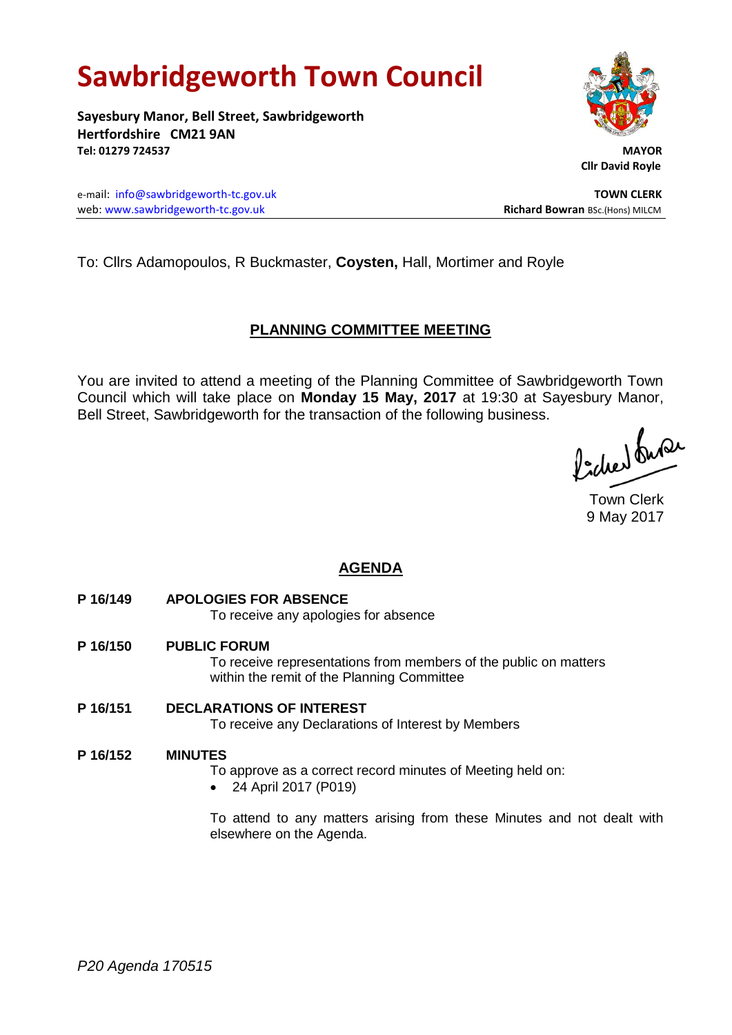# Sawbridgeworth Town Council

**Sayesbury Manor, Bell Street, Sawbridgeworth**
**Hertfordshire CM21 9AN**
**Tel: 01279 724537**

**MAYOR**
**Cllr David Royle**

e-mail: info@sawbridgeworth-tc.gov.uk
web: www.sawbridgeworth-tc.gov.uk

**TOWN CLERK**
**Richard Bowran** BSc.(Hons) MILCM

To: Cllrs Adamopoulos, R Buckmaster, **Coysten,** Hall, Mortimer and Royle

## PLANNING COMMITTEE MEETING

You are invited to attend a meeting of the Planning Committee of Sawbridgeworth Town Council which will take place on **Monday 15 May, 2017** at 19:30 at Sayesbury Manor, Bell Street, Sawbridgeworth for the transaction of the following business.

Town Clerk
9 May 2017

## AGENDA

**P 16/149 APOLOGIES FOR ABSENCE**
To receive any apologies for absence

**P 16/150 PUBLIC FORUM**
To receive representations from members of the public on matters within the remit of the Planning Committee

**P 16/151 DECLARATIONS OF INTEREST**
To receive any Declarations of Interest by Members

**P 16/152 MINUTES**
To approve as a correct record minutes of Meeting held on:

- 24 April 2017 (P019)

To attend to any matters arising from these Minutes and not dealt with elsewhere on the Agenda.

*P20 Agenda 170515*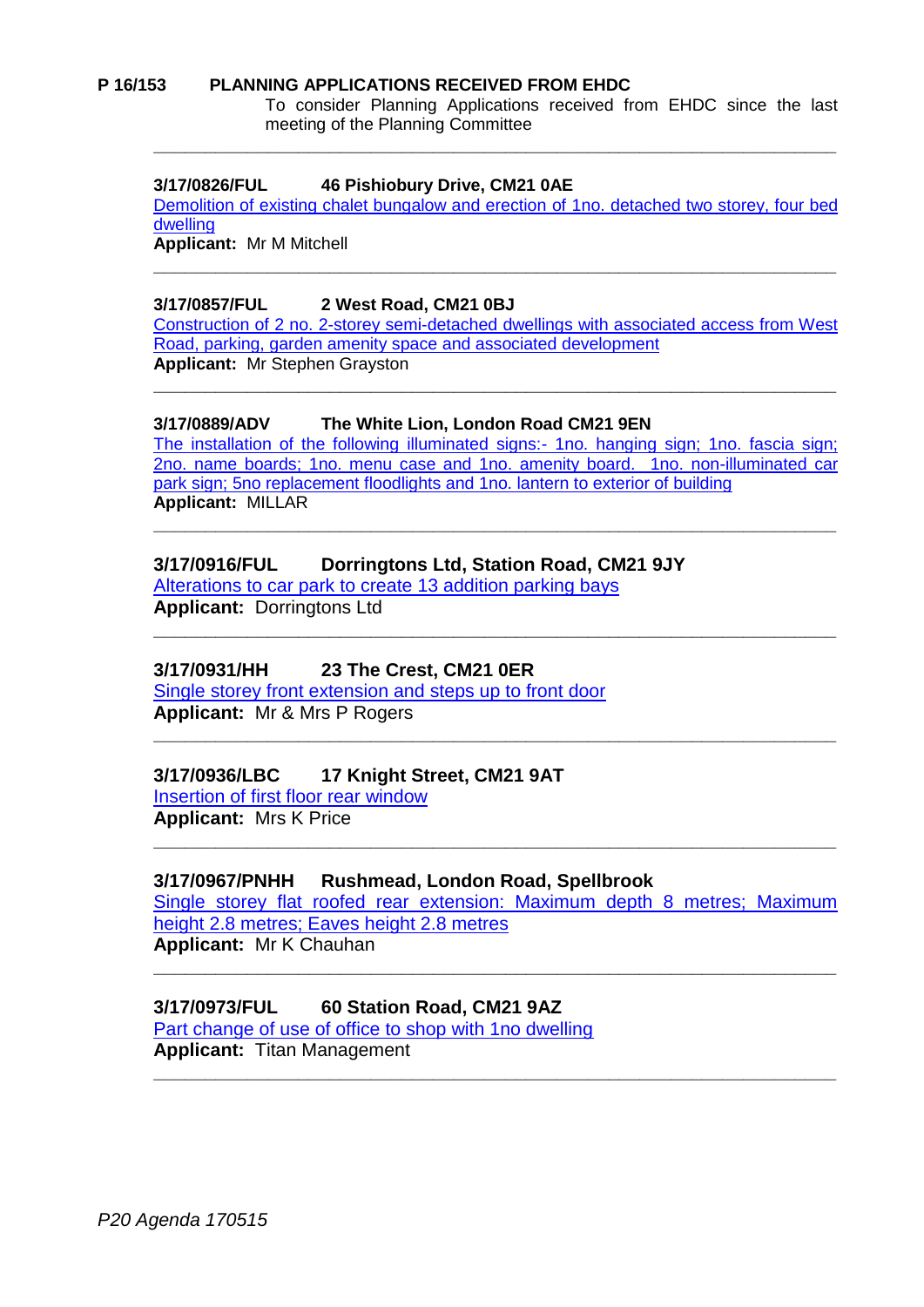**P 16/153 PLANNING APPLICATIONS RECEIVED FROM EHDC**

To consider Planning Applications received from EHDC since the last meeting of the Planning Committee

---

**3/17/0826/FUL 46 Pishiobury Drive, CM21 0AE**

Demolition of existing chalet bungalow and erection of 1no. detached two storey, four bed dwelling

**Applicant:** Mr M Mitchell

---

**3/17/0857/FUL 2 West Road, CM21 0BJ**

Construction of 2 no. 2-storey semi-detached dwellings with associated access from West Road, parking, garden amenity space and associated development

**Applicant:** Mr Stephen Grayston

---

**3/17/0889/ADV The White Lion, London Road CM21 9EN**

The installation of the following illuminated signs:- 1no. hanging sign; 1no. fascia sign; 2no. name boards; 1no. menu case and 1no. amenity board. 1no. non-illuminated car park sign; 5no replacement floodlights and 1no. lantern to exterior of building

**Applicant:** MILLAR

---

**3/17/0916/FUL Dorringtons Ltd, Station Road, CM21 9JY**

Alterations to car park to create 13 addition parking bays

**Applicant:** Dorringtons Ltd

---

**3/17/0931/HH 23 The Crest, CM21 0ER**

Single storey front extension and steps up to front door

**Applicant:** Mr & Mrs P Rogers

---

**3/17/0936/LBC 17 Knight Street, CM21 9AT**

Insertion of first floor rear window

**Applicant:** Mrs K Price

---

**3/17/0967/PNHH Rushmead, London Road, Spellbrook**

Single storey flat roofed rear extension: Maximum depth 8 metres; Maximum height 2.8 metres; Eaves height 2.8 metres

**Applicant:** Mr K Chauhan

---

**3/17/0973/FUL 60 Station Road, CM21 9AZ**

Part change of use of office to shop with 1no dwelling

**Applicant:** Titan Management

---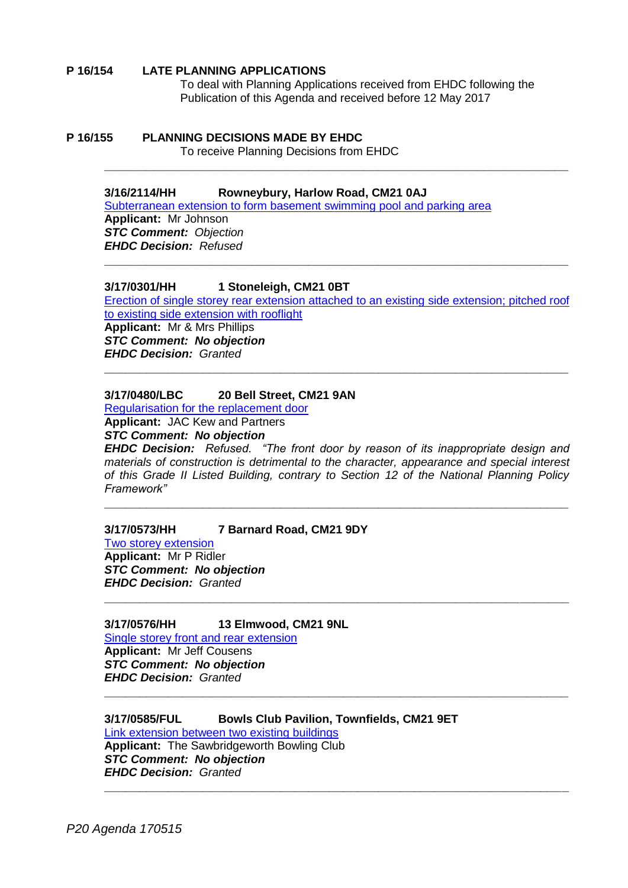**P 16/154 LATE PLANNING APPLICATIONS**

To deal with Planning Applications received from EHDC following the Publication of this Agenda and received before 12 May 2017

**P 16/155 PLANNING DECISIONS MADE BY EHDC**

To receive Planning Decisions from EHDC

---

**3/16/2114/HH Rowneybury, Harlow Road, CM21 0AJ**

Subterranean extension to form basement swimming pool and parking area

**Applicant:** Mr Johnson

***STC Comment:*** *Objection*

***EHDC Decision:*** *Refused*

---

**3/17/0301/HH 1 Stoneleigh, CM21 0BT**

Erection of single storey rear extension attached to an existing side extension; pitched roof to existing side extension with rooflight

**Applicant:** Mr & Mrs Phillips

***STC Comment: No objection***

***EHDC Decision:*** *Granted*

---

**3/17/0480/LBC 20 Bell Street, CM21 9AN**

Regularisation for the replacement door

**Applicant:** JAC Kew and Partners

***STC Comment: No objection***

***EHDC Decision:*** *Refused. "The front door by reason of its inappropriate design and materials of construction is detrimental to the character, appearance and special interest of this Grade II Listed Building, contrary to Section 12 of the National Planning Policy Framework"*

---

**3/17/0573/HH 7 Barnard Road, CM21 9DY**

Two storey extension

**Applicant:** Mr P Ridler

***STC Comment: No objection***

***EHDC Decision:*** *Granted*

---

**3/17/0576/HH 13 Elmwood, CM21 9NL**

Single storey front and rear extension

**Applicant:** Mr Jeff Cousens

***STC Comment: No objection***

***EHDC Decision:*** *Granted*

---

**3/17/0585/FUL Bowls Club Pavilion, Townfields, CM21 9ET**

Link extension between two existing buildings

**Applicant:** The Sawbridgeworth Bowling Club

***STC Comment: No objection***

***EHDC Decision:*** *Granted*

---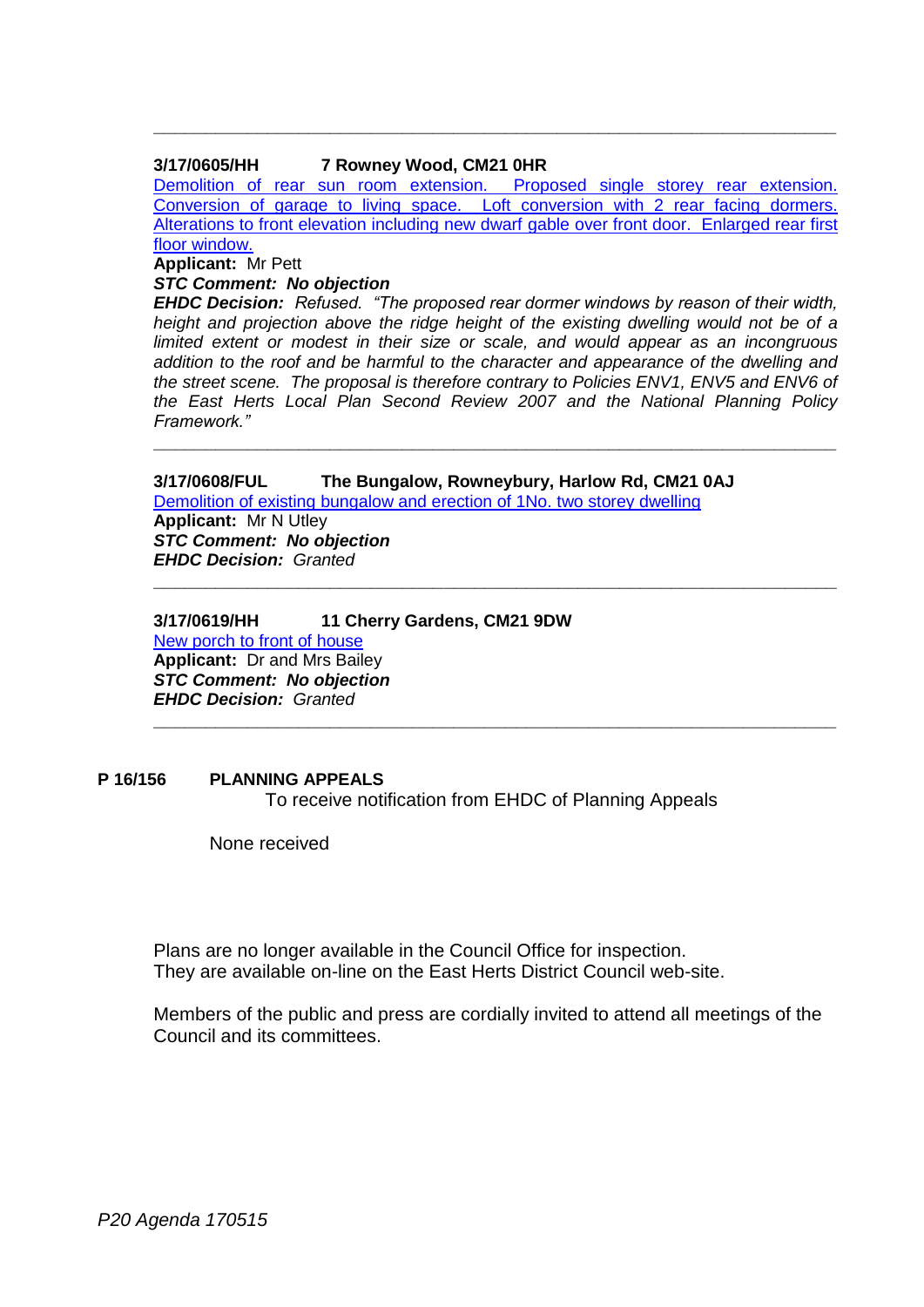---

**3/17/0605/HH 7 Rowney Wood, CM21 0HR**

Demolition of rear sun room extension. Proposed single storey rear extension. Conversion of garage to living space. Loft conversion with 2 rear facing dormers. Alterations to front elevation including new dwarf gable over front door. Enlarged rear first floor window.

**Applicant:** Mr Pett

***STC Comment: No objection***

***EHDC Decision:*** *Refused. "The proposed rear dormer windows by reason of their width, height and projection above the ridge height of the existing dwelling would not be of a limited extent or modest in their size or scale, and would appear as an incongruous addition to the roof and be harmful to the character and appearance of the dwelling and the street scene. The proposal is therefore contrary to Policies ENV1, ENV5 and ENV6 of the East Herts Local Plan Second Review 2007 and the National Planning Policy Framework."*

---

**3/17/0608/FUL The Bungalow, Rowneybury, Harlow Rd, CM21 0AJ**

Demolition of existing bungalow and erection of 1No. two storey dwelling

**Applicant:** Mr N Utley

***STC Comment: No objection***

***EHDC Decision:*** *Granted*

---

**3/17/0619/HH 11 Cherry Gardens, CM21 9DW**

New porch to front of house

**Applicant:** Dr and Mrs Bailey

***STC Comment: No objection***

***EHDC Decision:*** *Granted*

---

**P 16/156 PLANNING APPEALS**

To receive notification from EHDC of Planning Appeals

None received

Plans are no longer available in the Council Office for inspection.
They are available on-line on the East Herts District Council web-site.

Members of the public and press are cordially invited to attend all meetings of the Council and its committees.